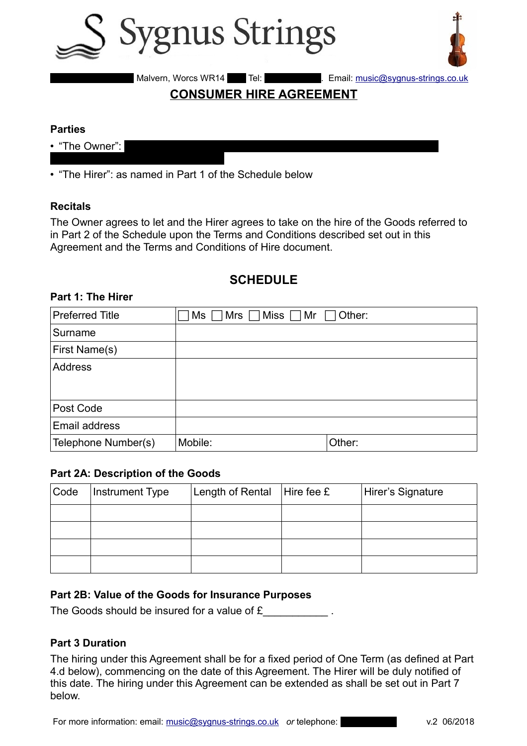# Sygnus Strings

Malvern, Worcs WR14 Tel: . Email: music@sygnus-strings.co.uk

## CONSUMER HIRE AGREEMENT

### Parties

- "The Owner":
- "The Hirer": as named in Part 1 of the Schedule below

### Recitals

The Owner agrees to let and the Hirer agrees to take on the hire of the Goods referred to in Part 2 of the Schedule upon the Terms and Conditions described set out in this Agreement and the Terms and Conditions of Hire document.

## SCHEDULE

### Part 1: The Hirer

| Preferred Title | ☐ Ms ☐ Mrs ☐ Miss ☐ Mr ☐ Other: | |
|---|---|---|
| Surname | | |
| First Name(s) | | |
| Address | | |
| Post Code | | |
| Email address | | |
| Telephone Number(s) | Mobile: | Other: |

### Part 2A: Description of the Goods

| Code | Instrument Type | Length of Rental | Hire fee £ | Hirer's Signature |
|---|---|---|---|---|
| | | | | |
| | | | | |
| | | | | |
| | | | | |

### Part 2B: Value of the Goods for Insurance Purposes

The Goods should be insured for a value of £___________ .

### Part 3 Duration

The hiring under this Agreement shall be for a fixed period of One Term (as defined at Part 4.d below), commencing on the date of this Agreement. The Hirer will be duly notified of this date. The hiring under this Agreement can be extended as shall be set out in Part 7 below.

For more information: email: music@sygnus-strings.co.uk *or* telephone: v.2 06/2018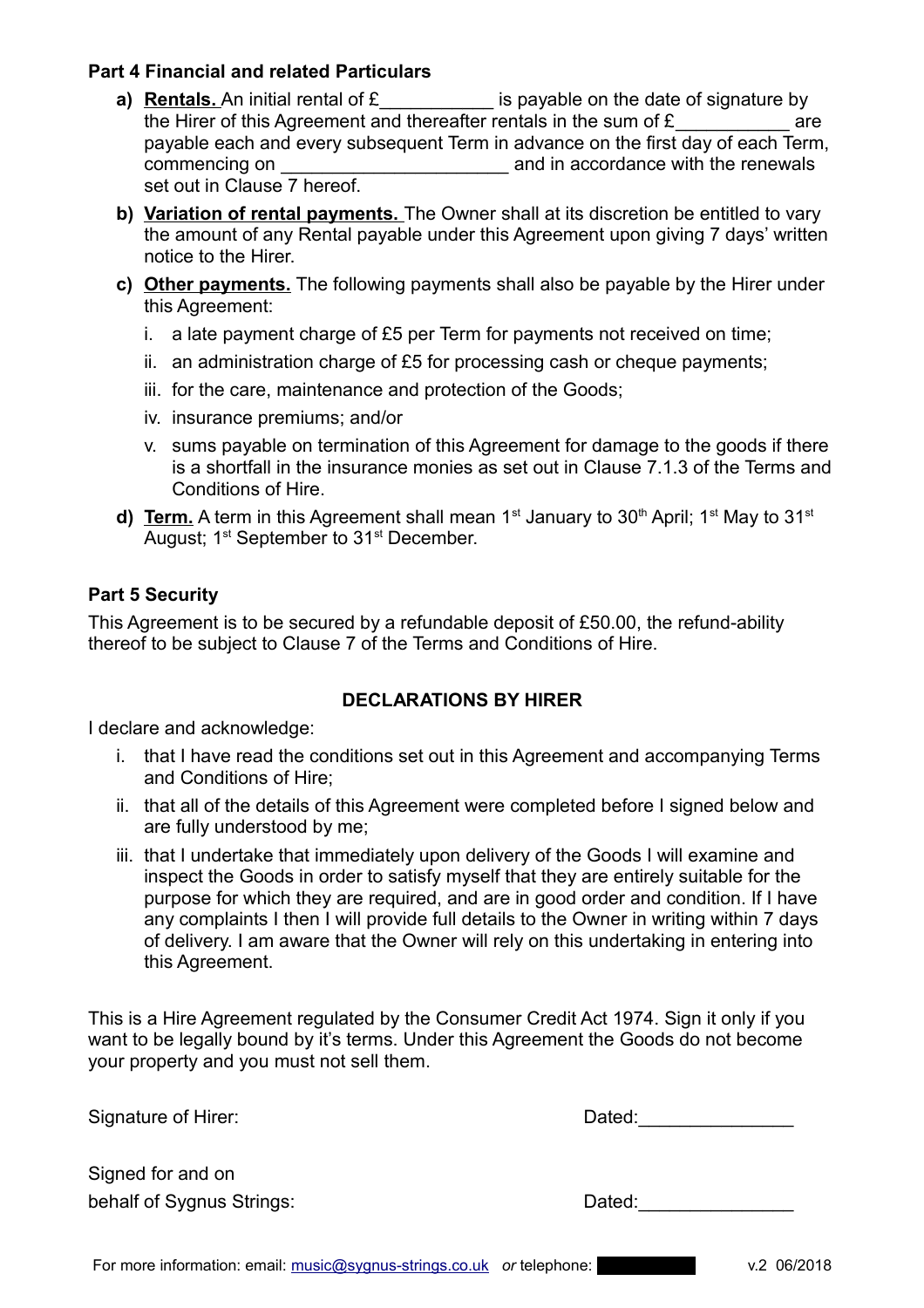**Part 4 Financial and related Particulars**

a) **Rentals.** An initial rental of £___________ is payable on the date of signature by the Hirer of this Agreement and thereafter rentals in the sum of £___________ are payable each and every subsequent Term in advance on the first day of each Term, commencing on ______________________ and in accordance with the renewals set out in Clause 7 hereof.

b) **Variation of rental payments.** The Owner shall at its discretion be entitled to vary the amount of any Rental payable under this Agreement upon giving 7 days' written notice to the Hirer.

c) **Other payments.** The following payments shall also be payable by the Hirer under this Agreement:

   i. a late payment charge of £5 per Term for payments not received on time;

   ii. an administration charge of £5 for processing cash or cheque payments;

   iii. for the care, maintenance and protection of the Goods;

   iv. insurance premiums; and/or

   v. sums payable on termination of this Agreement for damage to the goods if there is a shortfall in the insurance monies as set out in Clause 7.1.3 of the Terms and Conditions of Hire.

d) **Term.** A term in this Agreement shall mean 1st January to 30th April; 1st May to 31st August; 1st September to 31st December.

**Part 5 Security**

This Agreement is to be secured by a refundable deposit of £50.00, the refund-ability thereof to be subject to Clause 7 of the Terms and Conditions of Hire.

**DECLARATIONS BY HIRER**

I declare and acknowledge:

i. that I have read the conditions set out in this Agreement and accompanying Terms and Conditions of Hire;

ii. that all of the details of this Agreement were completed before I signed below and are fully understood by me;

iii. that I undertake that immediately upon delivery of the Goods I will examine and inspect the Goods in order to satisfy myself that they are entirely suitable for the purpose for which they are required, and are in good order and condition. If I have any complaints I then I will provide full details to the Owner in writing within 7 days of delivery. I am aware that the Owner will rely on this undertaking in entering into this Agreement.

This is a Hire Agreement regulated by the Consumer Credit Act 1974. Sign it only if you want to be legally bound by it's terms. Under this Agreement the Goods do not become your property and you must not sell them.

Signature of Hirer: Dated:______________

Signed for and on behalf of Sygnus Strings: Dated:______________

For more information: email: music@sygnus-strings.co.uk *or* telephone: v.2 06/2018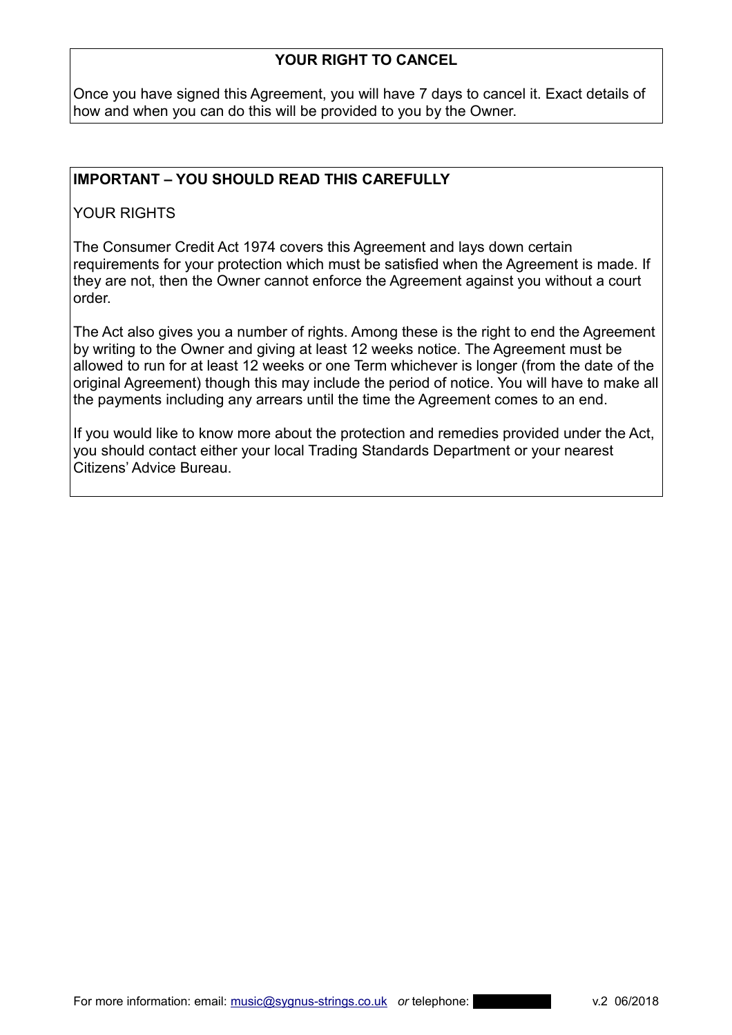## YOUR RIGHT TO CANCEL

Once you have signed this Agreement, you will have 7 days to cancel it. Exact details of how and when you can do this will be provided to you by the Owner.

## IMPORTANT – YOU SHOULD READ THIS CAREFULLY

YOUR RIGHTS

The Consumer Credit Act 1974 covers this Agreement and lays down certain requirements for your protection which must be satisfied when the Agreement is made. If they are not, then the Owner cannot enforce the Agreement against you without a court order.

The Act also gives you a number of rights. Among these is the right to end the Agreement by writing to the Owner and giving at least 12 weeks notice. The Agreement must be allowed to run for at least 12 weeks or one Term whichever is longer (from the date of the original Agreement) though this may include the period of notice. You will have to make all the payments including any arrears until the time the Agreement comes to an end.

If you would like to know more about the protection and remedies provided under the Act, you should contact either your local Trading Standards Department or your nearest Citizens' Advice Bureau.

For more information: email: music@sygnus-strings.co.uk *or* telephone: [redacted] v.2 06/2018